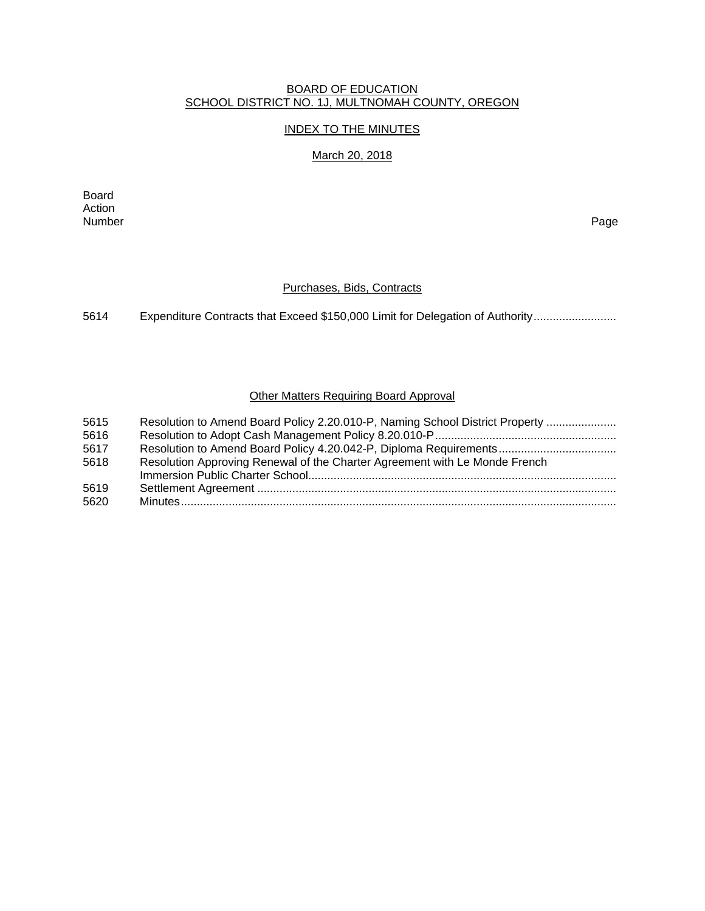# BOARD OF EDUCATION
# SCHOOL DISTRICT NO. 1J, MULTNOMAH COUNTY, OREGON

## INDEX TO THE MINUTES

### March 20, 2018

| Board Action Number | | Page |
|---|---|---|

### Purchases, Bids, Contracts

| | | |
|---|---|---|
| 5614 | Expenditure Contracts that Exceed $150,000 Limit for Delegation of Authority | |

### Other Matters Requiring Board Approval

| | | |
|---|---|---|
| 5615 | Resolution to Amend Board Policy 2.20.010-P, Naming School District Property | |
| 5616 | Resolution to Adopt Cash Management Policy 8.20.010-P | |
| 5617 | Resolution to Amend Board Policy 4.20.042-P, Diploma Requirements | |
| 5618 | Resolution Approving Renewal of the Charter Agreement with Le Monde French Immersion Public Charter School | |
| 5619 | Settlement Agreement | |
| 5620 | Minutes | |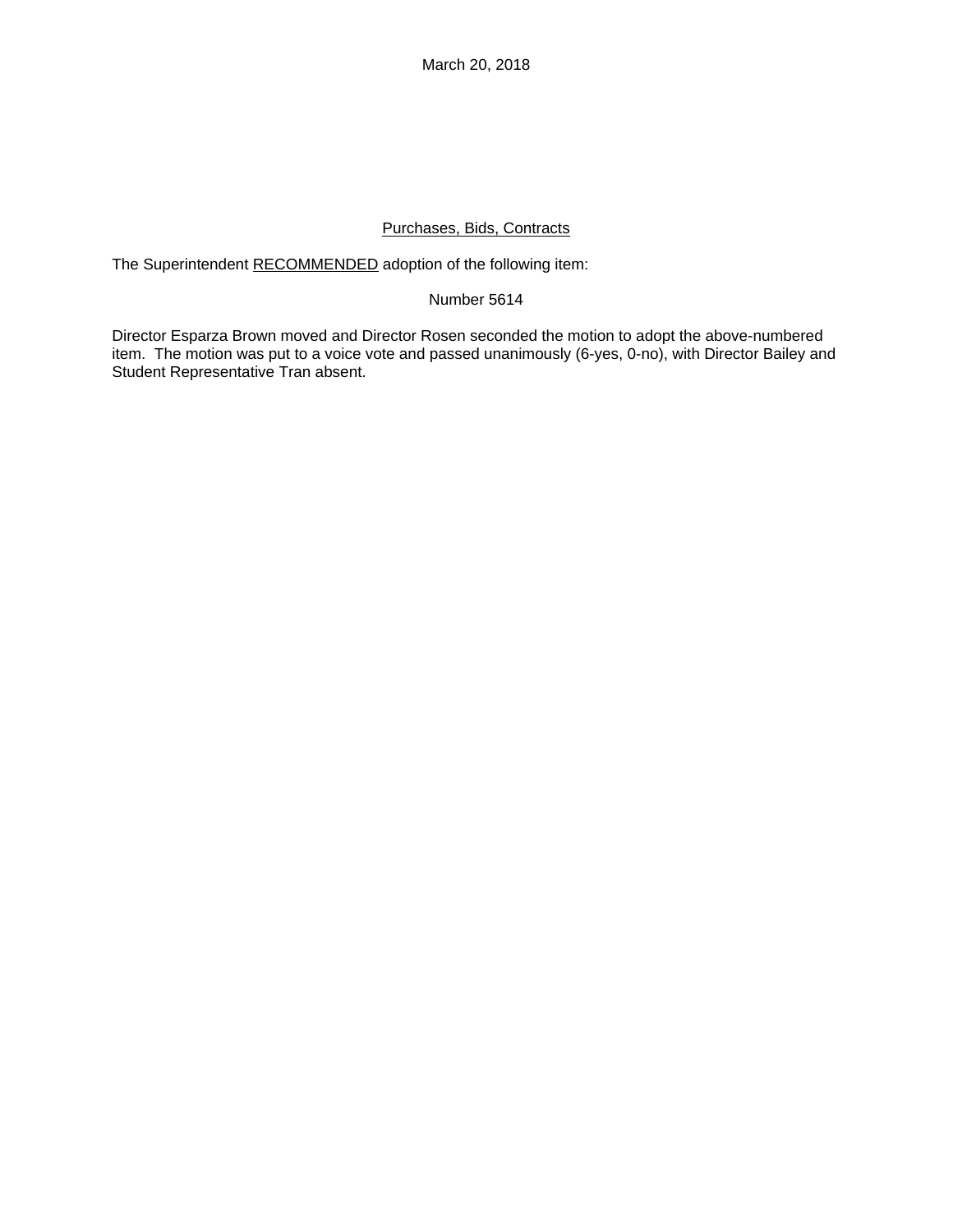March 20, 2018

## Purchases, Bids, Contracts

The Superintendent RECOMMENDED adoption of the following item:

Number 5614

Director Esparza Brown moved and Director Rosen seconded the motion to adopt the above-numbered item. The motion was put to a voice vote and passed unanimously (6-yes, 0-no), with Director Bailey and Student Representative Tran absent.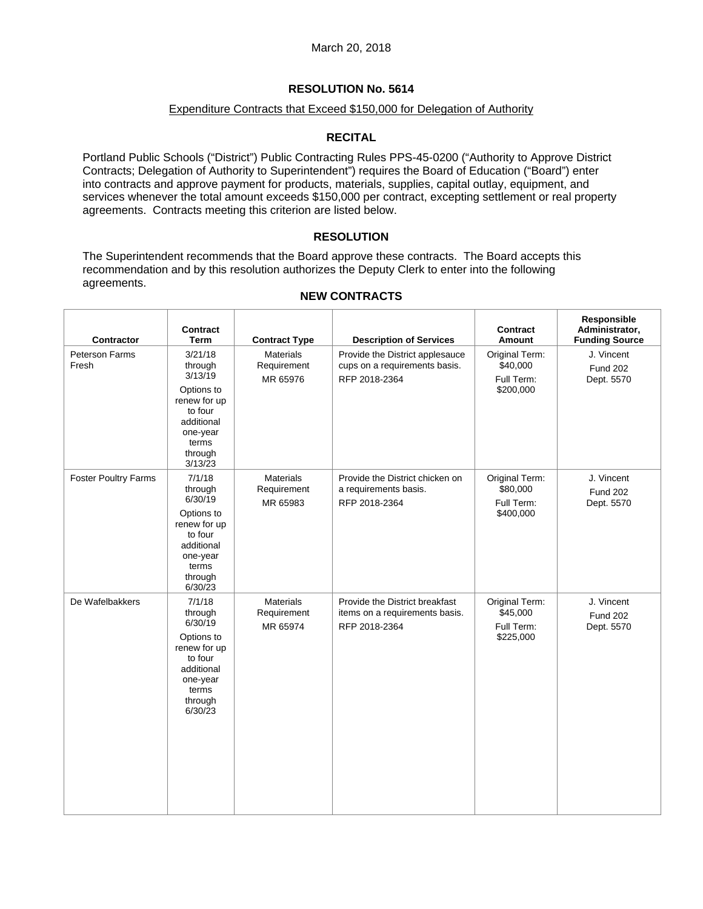March 20, 2018

## RESOLUTION No. 5614

Expenditure Contracts that Exceed $150,000 for Delegation of Authority

### RECITAL

Portland Public Schools ("District") Public Contracting Rules PPS-45-0200 ("Authority to Approve District Contracts; Delegation of Authority to Superintendent") requires the Board of Education ("Board") enter into contracts and approve payment for products, materials, supplies, capital outlay, equipment, and services whenever the total amount exceeds $150,000 per contract, excepting settlement or real property agreements. Contracts meeting this criterion are listed below.

### RESOLUTION

The Superintendent recommends that the Board approve these contracts. The Board accepts this recommendation and by this resolution authorizes the Deputy Clerk to enter into the following agreements.

### NEW CONTRACTS

| Contractor | Contract Term | Contract Type | Description of Services | Contract Amount | Responsible Administrator, Funding Source |
|---|---|---|---|---|---|
| Peterson Farms Fresh | 3/21/18 through 3/13/19 Options to renew for up to four additional one-year terms through 3/13/23 | Materials Requirement MR 65976 | Provide the District applesauce cups on a requirements basis. RFP 2018-2364 | Original Term: $40,000 Full Term: $200,000 | J. Vincent Fund 202 Dept. 5570 |
| Foster Poultry Farms | 7/1/18 through 6/30/19 Options to renew for up to four additional one-year terms through 6/30/23 | Materials Requirement MR 65983 | Provide the District chicken on a requirements basis. RFP 2018-2364 | Original Term: $80,000 Full Term: $400,000 | J. Vincent Fund 202 Dept. 5570 |
| De Wafelbakkers | 7/1/18 through 6/30/19 Options to renew for up to four additional one-year terms through 6/30/23 | Materials Requirement MR 65974 | Provide the District breakfast items on a requirements basis. RFP 2018-2364 | Original Term: $45,000 Full Term: $225,000 | J. Vincent Fund 202 Dept. 5570 |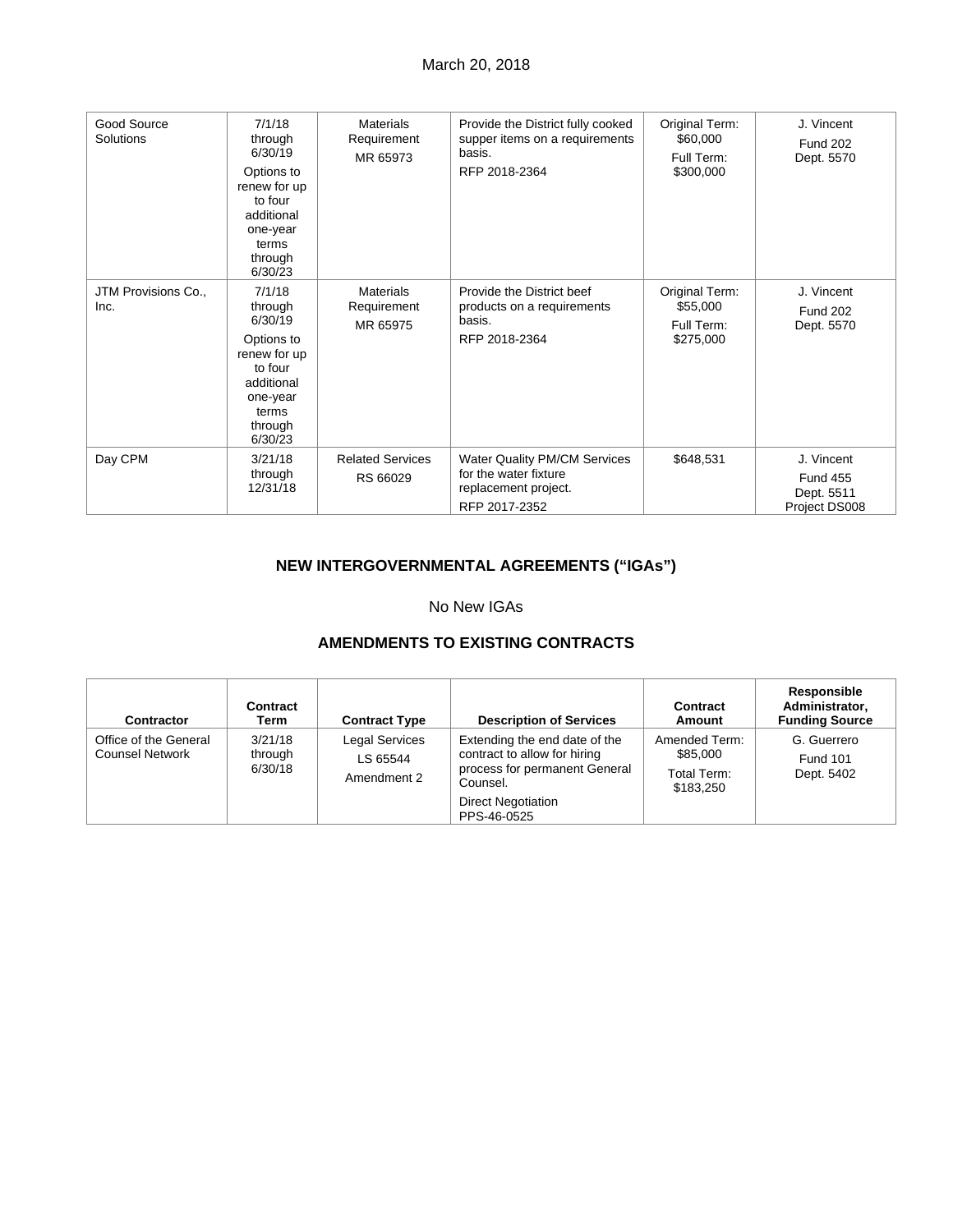| | | | | | |
|---|---|---|---|---|---|
| Good Source Solutions | 7/1/18 through 6/30/19 Options to renew for up to four additional one-year terms through 6/30/23 | Materials Requirement MR 65973 | Provide the District fully cooked supper items on a requirements basis. RFP 2018-2364 | Original Term: $60,000 Full Term: $300,000 | J. Vincent Fund 202 Dept. 5570 |
| JTM Provisions Co., Inc. | 7/1/18 through 6/30/19 Options to renew for up to four additional one-year terms through 6/30/23 | Materials Requirement MR 65975 | Provide the District beef products on a requirements basis. RFP 2018-2364 | Original Term: $55,000 Full Term: $275,000 | J. Vincent Fund 202 Dept. 5570 |
| Day CPM | 3/21/18 through 12/31/18 | Related Services RS 66029 | Water Quality PM/CM Services for the water fixture replacement project. RFP 2017-2352 | $648,531 | J. Vincent Fund 455 Dept. 5511 Project DS008 |

## NEW INTERGOVERNMENTAL AGREEMENTS ("IGAs")

No New IGAs

## AMENDMENTS TO EXISTING CONTRACTS

| Contractor | Contract Term | Contract Type | Description of Services | Contract Amount | Responsible Administrator, Funding Source |
|---|---|---|---|---|---|
| Office of the General Counsel Network | 3/21/18 through 6/30/18 | Legal Services LS 65544 Amendment 2 | Extending the end date of the contract to allow for hiring process for permanent General Counsel. Direct Negotiation PPS-46-0525 | Amended Term: $85,000 Total Term: $183,250 | G. Guerrero Fund 101 Dept. 5402 |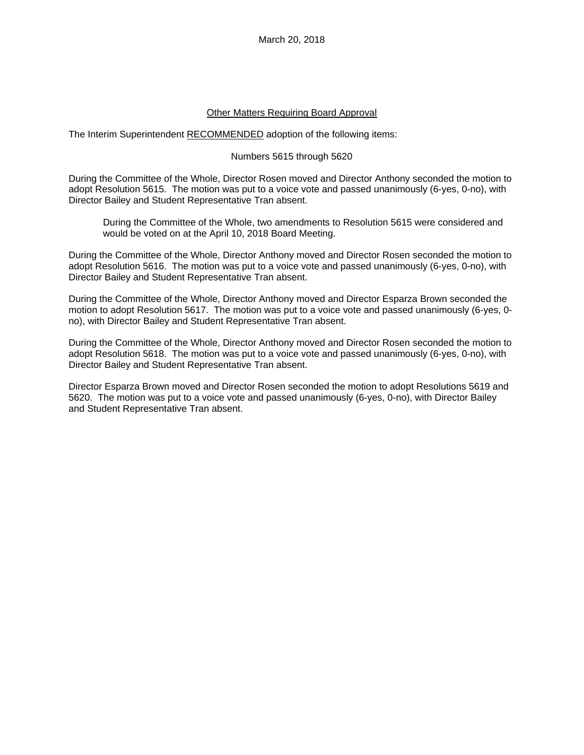March 20, 2018

<u>Other Matters Requiring Board Approval</u>

The Interim Superintendent <u>RECOMMENDED</u> adoption of the following items:

Numbers 5615 through 5620

During the Committee of the Whole, Director Rosen moved and Director Anthony seconded the motion to adopt Resolution 5615. The motion was put to a voice vote and passed unanimously (6-yes, 0-no), with Director Bailey and Student Representative Tran absent.

> During the Committee of the Whole, two amendments to Resolution 5615 were considered and would be voted on at the April 10, 2018 Board Meeting.

During the Committee of the Whole, Director Anthony moved and Director Rosen seconded the motion to adopt Resolution 5616. The motion was put to a voice vote and passed unanimously (6-yes, 0-no), with Director Bailey and Student Representative Tran absent.

During the Committee of the Whole, Director Anthony moved and Director Esparza Brown seconded the motion to adopt Resolution 5617. The motion was put to a voice vote and passed unanimously (6-yes, 0-no), with Director Bailey and Student Representative Tran absent.

During the Committee of the Whole, Director Anthony moved and Director Rosen seconded the motion to adopt Resolution 5618. The motion was put to a voice vote and passed unanimously (6-yes, 0-no), with Director Bailey and Student Representative Tran absent.

Director Esparza Brown moved and Director Rosen seconded the motion to adopt Resolutions 5619 and 5620. The motion was put to a voice vote and passed unanimously (6-yes, 0-no), with Director Bailey and Student Representative Tran absent.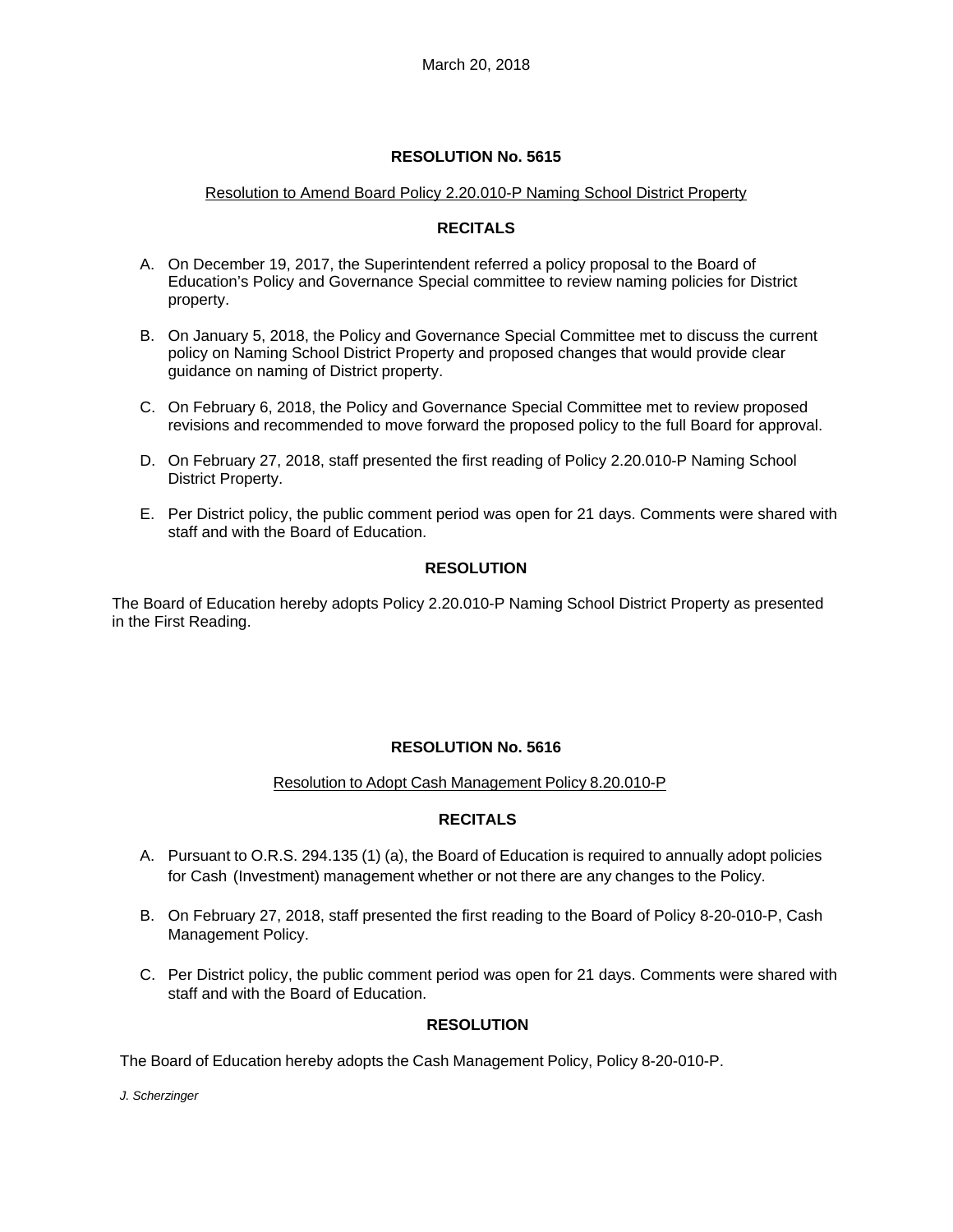March 20, 2018

**RESOLUTION No. 5615**

Resolution to Amend Board Policy 2.20.010-P Naming School District Property

**RECITALS**

A. On December 19, 2017, the Superintendent referred a policy proposal to the Board of Education's Policy and Governance Special committee to review naming policies for District property.

B. On January 5, 2018, the Policy and Governance Special Committee met to discuss the current policy on Naming School District Property and proposed changes that would provide clear guidance on naming of District property.

C. On February 6, 2018, the Policy and Governance Special Committee met to review proposed revisions and recommended to move forward the proposed policy to the full Board for approval.

D. On February 27, 2018, staff presented the first reading of Policy 2.20.010-P Naming School District Property.

E. Per District policy, the public comment period was open for 21 days. Comments were shared with staff and with the Board of Education.

**RESOLUTION**

The Board of Education hereby adopts Policy 2.20.010-P Naming School District Property as presented in the First Reading.

**RESOLUTION No. 5616**

Resolution to Adopt Cash Management Policy 8.20.010-P

**RECITALS**

A. Pursuant to O.R.S. 294.135 (1) (a), the Board of Education is required to annually adopt policies for Cash (Investment) management whether or not there are any changes to the Policy.

B. On February 27, 2018, staff presented the first reading to the Board of Policy 8-20-010-P, Cash Management Policy.

C. Per District policy, the public comment period was open for 21 days. Comments were shared with staff and with the Board of Education.

**RESOLUTION**

The Board of Education hereby adopts the Cash Management Policy, Policy 8-20-010-P.

*J. Scherzinger*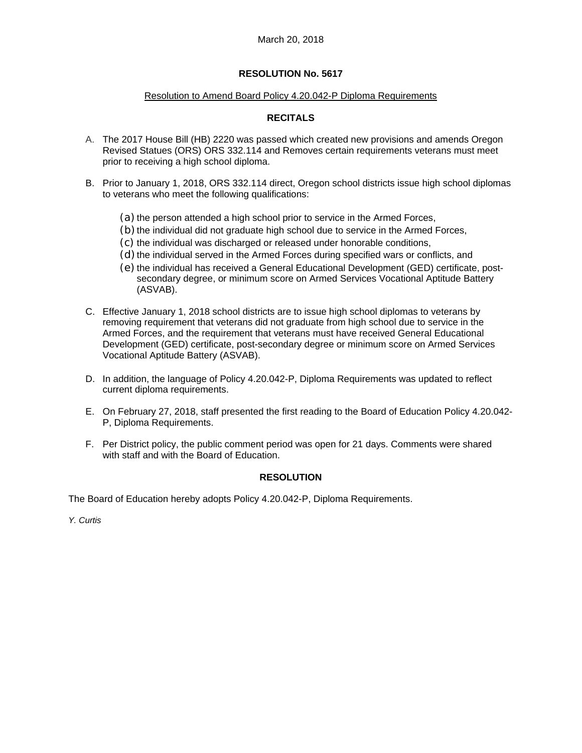March 20, 2018

**RESOLUTION No. 5617**

Resolution to Amend Board Policy 4.20.042-P Diploma Requirements

**RECITALS**

A. The 2017 House Bill (HB) 2220 was passed which created new provisions and amends Oregon Revised Statues (ORS) ORS 332.114 and Removes certain requirements veterans must meet prior to receiving a high school diploma.

B. Prior to January 1, 2018, ORS 332.114 direct, Oregon school districts issue high school diplomas to veterans who meet the following qualifications:

   (a) the person attended a high school prior to service in the Armed Forces,
   (b) the individual did not graduate high school due to service in the Armed Forces,
   (c) the individual was discharged or released under honorable conditions,
   (d) the individual served in the Armed Forces during specified wars or conflicts, and
   (e) the individual has received a General Educational Development (GED) certificate, post-secondary degree, or minimum score on Armed Services Vocational Aptitude Battery (ASVAB).

C. Effective January 1, 2018 school districts are to issue high school diplomas to veterans by removing requirement that veterans did not graduate from high school due to service in the Armed Forces, and the requirement that veterans must have received General Educational Development (GED) certificate, post-secondary degree or minimum score on Armed Services Vocational Aptitude Battery (ASVAB).

D. In addition, the language of Policy 4.20.042-P, Diploma Requirements was updated to reflect current diploma requirements.

E. On February 27, 2018, staff presented the first reading to the Board of Education Policy 4.20.042-P, Diploma Requirements.

F. Per District policy, the public comment period was open for 21 days. Comments were shared with staff and with the Board of Education.

**RESOLUTION**

The Board of Education hereby adopts Policy 4.20.042-P, Diploma Requirements.

*Y. Curtis*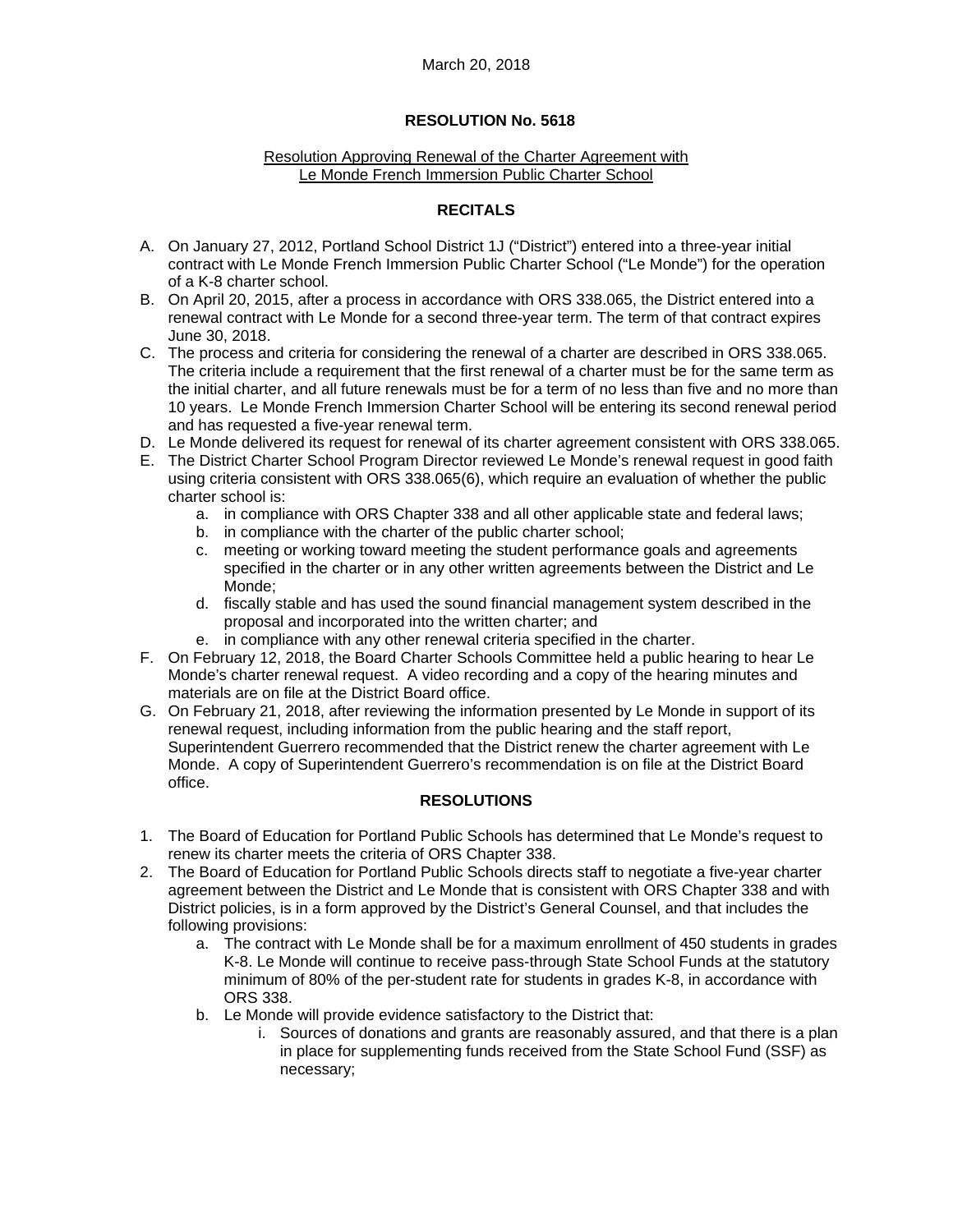March 20, 2018

**RESOLUTION No. 5618**

Resolution Approving Renewal of the Charter Agreement with Le Monde French Immersion Public Charter School

**RECITALS**

A. On January 27, 2012, Portland School District 1J ("District") entered into a three-year initial contract with Le Monde French Immersion Public Charter School ("Le Monde") for the operation of a K-8 charter school.
B. On April 20, 2015, after a process in accordance with ORS 338.065, the District entered into a renewal contract with Le Monde for a second three-year term. The term of that contract expires June 30, 2018.
C. The process and criteria for considering the renewal of a charter are described in ORS 338.065. The criteria include a requirement that the first renewal of a charter must be for the same term as the initial charter, and all future renewals must be for a term of no less than five and no more than 10 years. Le Monde French Immersion Charter School will be entering its second renewal period and has requested a five-year renewal term.
D. Le Monde delivered its request for renewal of its charter agreement consistent with ORS 338.065.
E. The District Charter School Program Director reviewed Le Monde's renewal request in good faith using criteria consistent with ORS 338.065(6), which require an evaluation of whether the public charter school is:
    a. in compliance with ORS Chapter 338 and all other applicable state and federal laws;
    b. in compliance with the charter of the public charter school;
    c. meeting or working toward meeting the student performance goals and agreements specified in the charter or in any other written agreements between the District and Le Monde;
    d. fiscally stable and has used the sound financial management system described in the proposal and incorporated into the written charter; and
    e. in compliance with any other renewal criteria specified in the charter.
F. On February 12, 2018, the Board Charter Schools Committee held a public hearing to hear Le Monde's charter renewal request. A video recording and a copy of the hearing minutes and materials are on file at the District Board office.
G. On February 21, 2018, after reviewing the information presented by Le Monde in support of its renewal request, including information from the public hearing and the staff report, Superintendent Guerrero recommended that the District renew the charter agreement with Le Monde. A copy of Superintendent Guerrero's recommendation is on file at the District Board office.

**RESOLUTIONS**

1. The Board of Education for Portland Public Schools has determined that Le Monde's request to renew its charter meets the criteria of ORS Chapter 338.
2. The Board of Education for Portland Public Schools directs staff to negotiate a five-year charter agreement between the District and Le Monde that is consistent with ORS Chapter 338 and with District policies, is in a form approved by the District's General Counsel, and that includes the following provisions:
    a. The contract with Le Monde shall be for a maximum enrollment of 450 students in grades K-8. Le Monde will continue to receive pass-through State School Funds at the statutory minimum of 80% of the per-student rate for students in grades K-8, in accordance with ORS 338.
    b. Le Monde will provide evidence satisfactory to the District that:
        i. Sources of donations and grants are reasonably assured, and that there is a plan in place for supplementing funds received from the State School Fund (SSF) as necessary;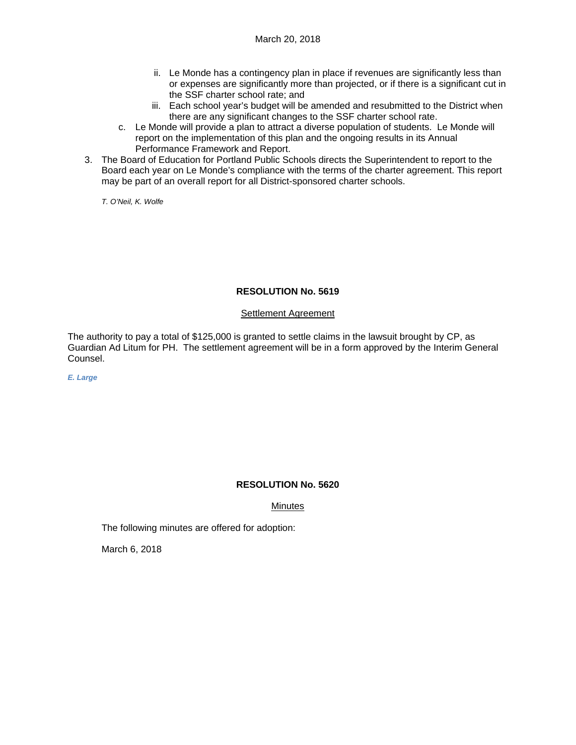- ii. Le Monde has a contingency plan in place if revenues are significantly less than or expenses are significantly more than projected, or if there is a significant cut in the SSF charter school rate; and
   - iii. Each school year's budget will be amended and resubmitted to the District when there are any significant changes to the SSF charter school rate.

   c. Le Monde will provide a plan to attract a diverse population of students. Le Monde will report on the implementation of this plan and the ongoing results in its Annual Performance Framework and Report.

3. The Board of Education for Portland Public Schools directs the Superintendent to report to the Board each year on Le Monde's compliance with the terms of the charter agreement. This report may be part of an overall report for all District-sponsored charter schools.

*T. O'Neil, K. Wolfe*

**RESOLUTION No. 5619**

Settlement Agreement

The authority to pay a total of $125,000 is granted to settle claims in the lawsuit brought by CP, as Guardian Ad Litum for PH. The settlement agreement will be in a form approved by the Interim General Counsel.

***E. Large***

**RESOLUTION No. 5620**

Minutes

The following minutes are offered for adoption:

March 6, 2018